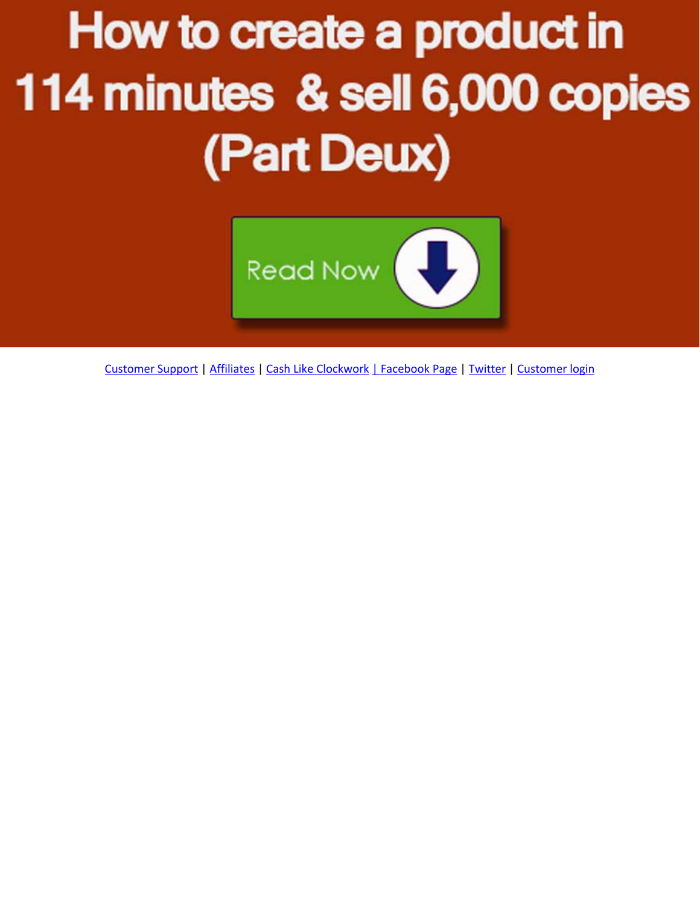# How to create a product in 114 minutes & sell 6,000 copies (Part Deux)

Read Now

Customer Support | Affiliates | Cash Like Clockwork | Facebook Page | Twitter | Customer login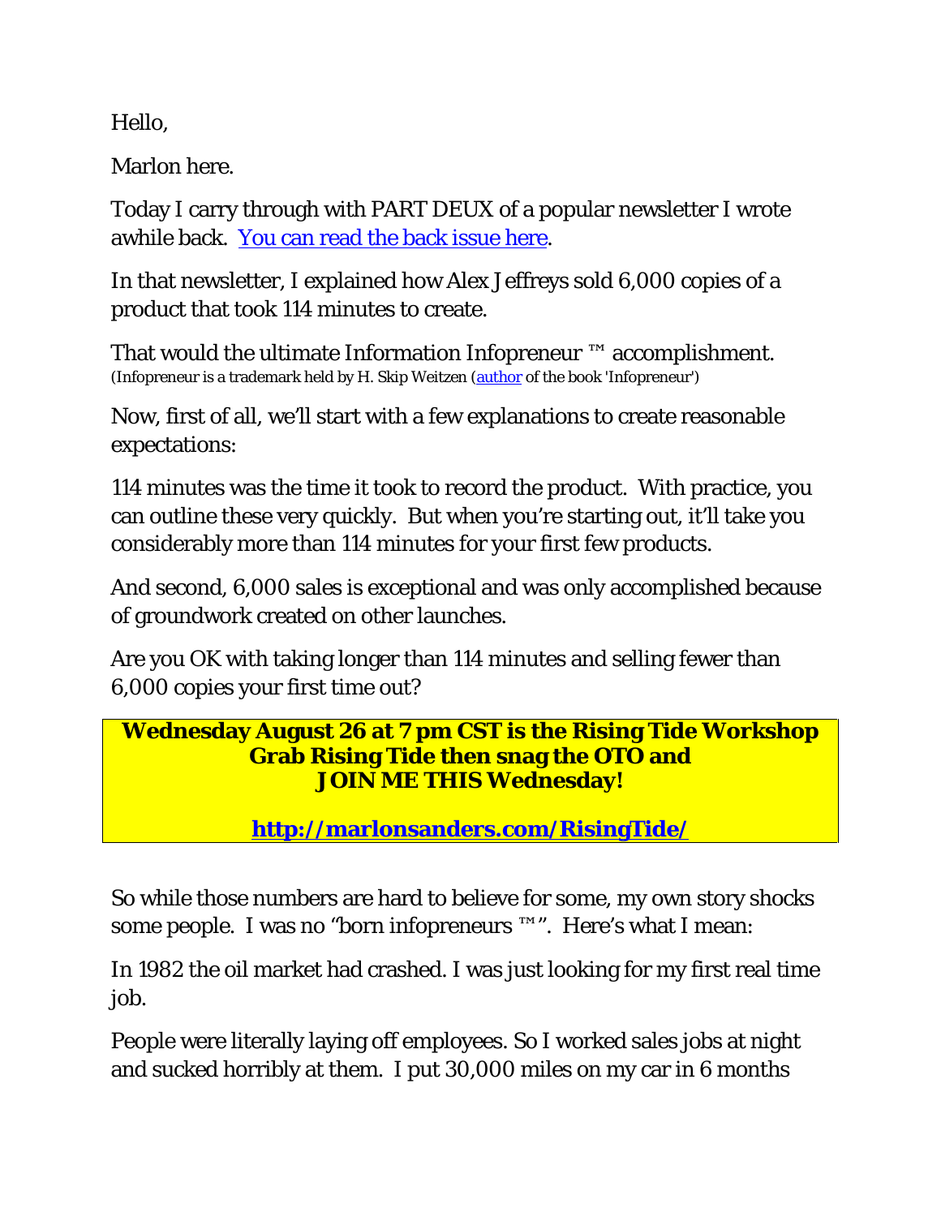Hello,

Marlon here.

Today I carry through with PART DEUX of a popular newsletter I wrote awhile back. [You can read the back issue here](#).

In that newsletter, I explained how Alex Jeffreys sold 6,000 copies of a product that took 114 minutes to create.

That would the ultimate Information Infopreneur ™ accomplishment.
(Infopreneur is a trademark held by H. Skip Weitzen ([author](#) of the book 'Infopreneur')

Now, first of all, we'll start with a few explanations to create reasonable expectations:

114 minutes was the time it took to record the product. With practice, you can outline these very quickly. But when you're starting out, it'll take you considerably more than 114 minutes for your first few products.

And second, 6,000 sales is exceptional and was only accomplished because of groundwork created on other launches.

Are you OK with taking longer than 114 minutes and selling fewer than 6,000 copies your first time out?

**Wednesday August 26 at 7 pm CST is the Rising Tide Workshop**
**Grab Rising Tide then snag the OTO and**
**JOIN ME THIS Wednesday!**

**[http://marlonsanders.com/RisingTide/](http://marlonsanders.com/RisingTide/)**

So while those numbers are hard to believe for some, my own story shocks some people. I was no "born infopreneurs ™". Here's what I mean:

In 1982 the oil market had crashed. I was just looking for my first real time job.

People were literally laying off employees. So I worked sales jobs at night and sucked horribly at them. I put 30,000 miles on my car in 6 months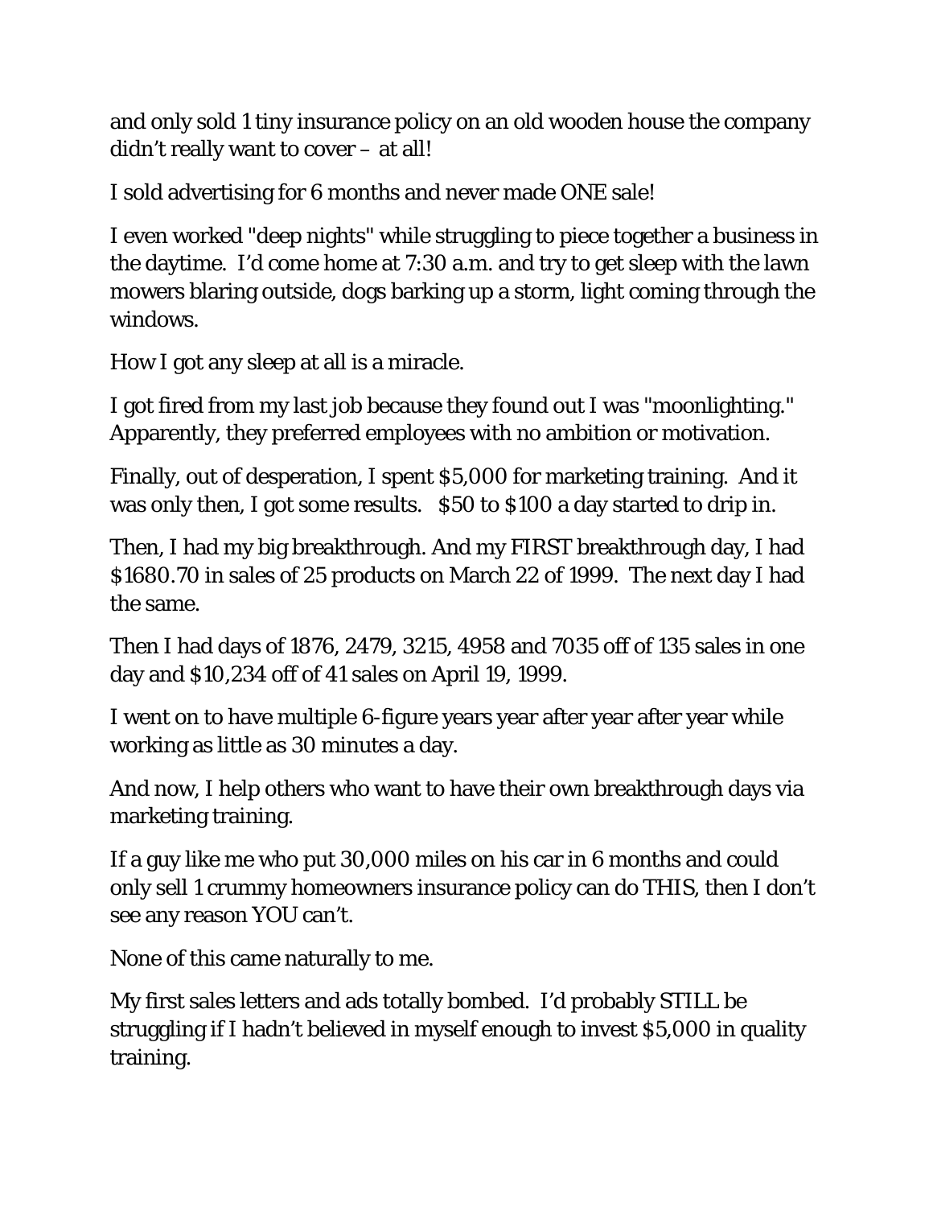and only sold 1 tiny insurance policy on an old wooden house the company didn't really want to cover – at all!

I sold advertising for 6 months and never made ONE sale!

I even worked "deep nights" while struggling to piece together a business in the daytime. I'd come home at 7:30 a.m. and try to get sleep with the lawn mowers blaring outside, dogs barking up a storm, light coming through the windows.

How I got any sleep at all is a miracle.

I got fired from my last job because they found out I was "moonlighting." Apparently, they preferred employees with no ambition or motivation.

Finally, out of desperation, I spent $5,000 for marketing training. And it was only then, I got some results. $50 to $100 a day started to drip in.

Then, I had my big breakthrough. And my FIRST breakthrough day, I had $1680.70 in sales of 25 products on March 22 of 1999. The next day I had the same.

Then I had days of 1876, 2479, 3215, 4958 and 7035 off of 135 sales in one day and $10,234 off of 41 sales on April 19, 1999.

I went on to have multiple 6-figure years year after year after year while working as little as 30 minutes a day.

And now, I help others who want to have their own breakthrough days via marketing training.

If a guy like me who put 30,000 miles on his car in 6 months and could only sell 1 crummy homeowners insurance policy can do THIS, then I don't see any reason YOU can't.

None of this came naturally to me.

My first sales letters and ads totally bombed. I'd probably STILL be struggling if I hadn't believed in myself enough to invest $5,000 in quality training.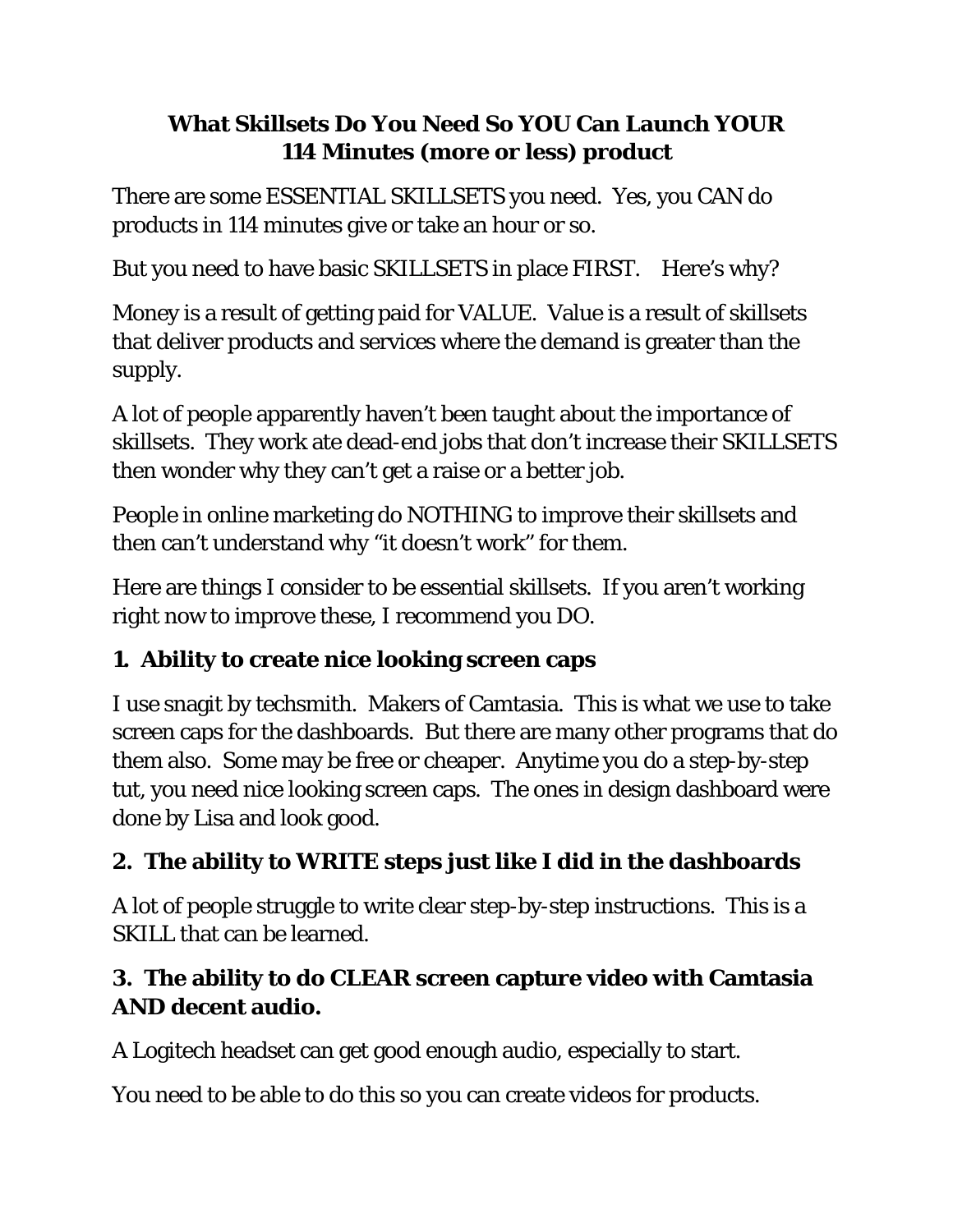## What Skillsets Do You Need So YOU Can Launch YOUR 114 Minutes (more or less) product

There are some ESSENTIAL SKILLSETS you need. Yes, you CAN do products in 114 minutes give or take an hour or so.

But you need to have basic SKILLSETS in place FIRST. Here's why?

Money is a result of getting paid for VALUE. Value is a result of skillsets that deliver products and services where the demand is greater than the supply.

A lot of people apparently haven't been taught about the importance of skillsets. They work ate dead-end jobs that don't increase their SKILLSETS then wonder why they can't get a raise or a better job.

People in online marketing do NOTHING to improve their skillsets and then can't understand why "it doesn't work" for them.

Here are things I consider to be essential skillsets. If you aren't working right now to improve these, I recommend you DO.

### 1. Ability to create nice looking screen caps

I use snagit by techsmith. Makers of Camtasia. This is what we use to take screen caps for the dashboards. But there are many other programs that do them also. Some may be free or cheaper. Anytime you do a step-by-step tut, you need nice looking screen caps. The ones in design dashboard were done by Lisa and look good.

### 2. The ability to WRITE steps just like I did in the dashboards

A lot of people struggle to write clear step-by-step instructions. This is a SKILL that can be learned.

### 3. The ability to do CLEAR screen capture video with Camtasia AND decent audio.

A Logitech headset can get good enough audio, especially to start.

You need to be able to do this so you can create videos for products.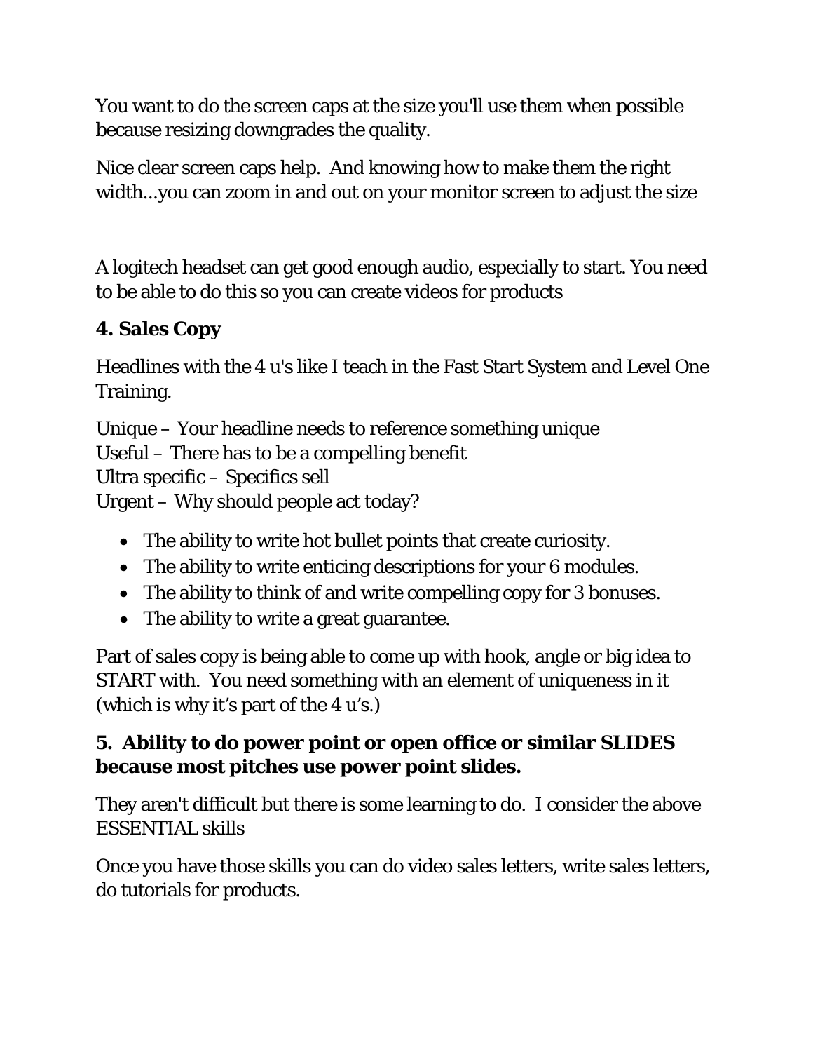You want to do the screen caps at the size you'll use them when possible because resizing downgrades the quality.

Nice clear screen caps help.  And knowing how to make them the right width...you can zoom in and out on your monitor screen to adjust the size

A logitech headset can get good enough audio, especially to start. You need to be able to do this so you can create videos for products

**4. Sales Copy**

Headlines with the 4 u's like I teach in the Fast Start System and Level One Training.

Unique – Your headline needs to reference something unique
Useful – There has to be a compelling benefit
Ultra specific – Specifics sell
Urgent – Why should people act today?

- The ability to write hot bullet points that create curiosity.
- The ability to write enticing descriptions for your 6 modules.
- The ability to think of and write compelling copy for 3 bonuses.
- The ability to write a great guarantee.

Part of sales copy is being able to come up with hook, angle or big idea to START with.  You need something with an element of uniqueness in it (which is why it's part of the 4 u's.)

**5.  Ability to do power point or open office or similar SLIDES because most pitches use power point slides.**

They aren't difficult but there is some learning to do.  I consider the above ESSENTIAL skills

Once you have those skills you can do video sales letters, write sales letters, do tutorials for products.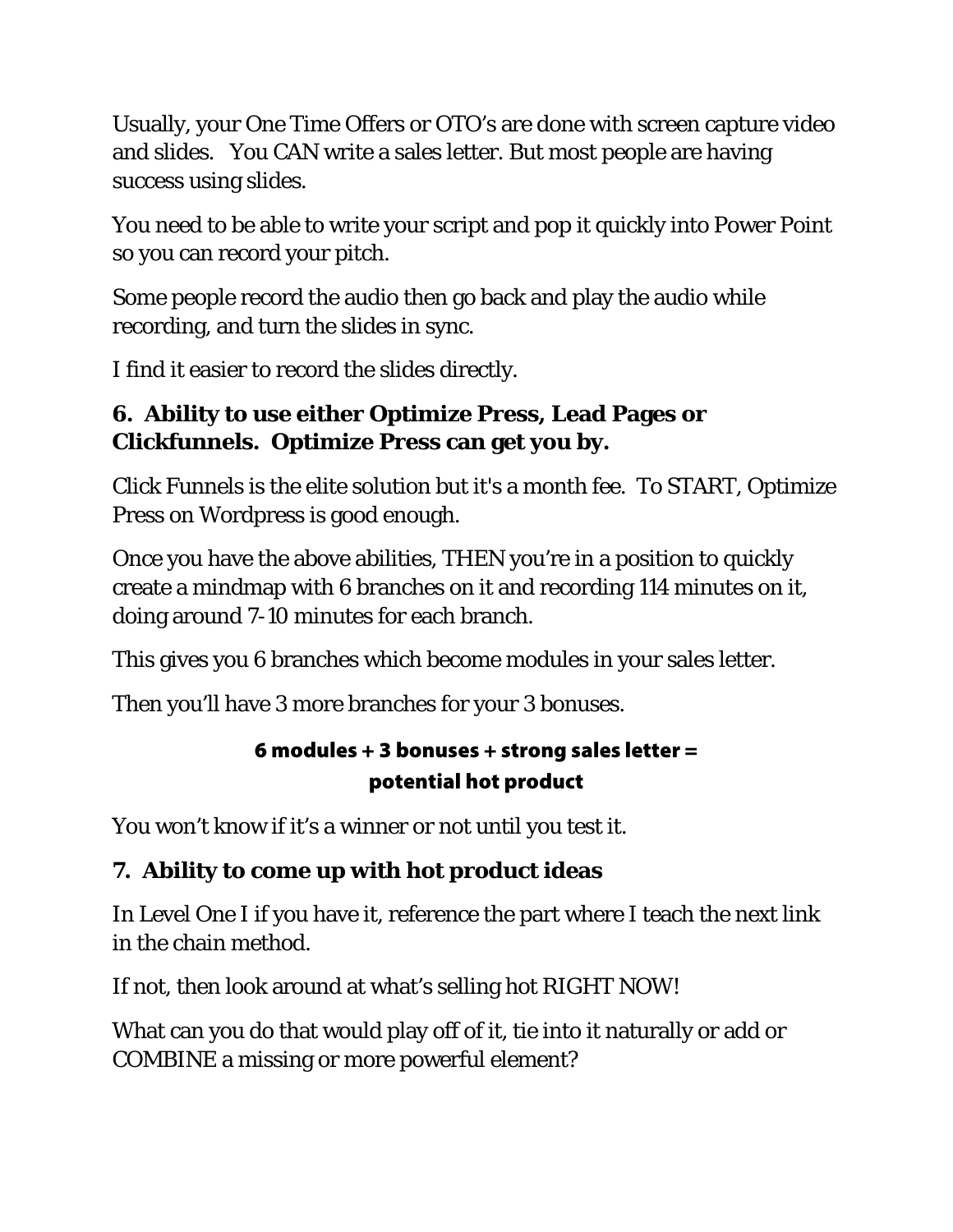Usually, your One Time Offers or OTO's are done with screen capture video and slides. You CAN write a sales letter. But most people are having success using slides.

You need to be able to write your script and pop it quickly into Power Point so you can record your pitch.

Some people record the audio then go back and play the audio while recording, and turn the slides in sync.

I find it easier to record the slides directly.

### 6. Ability to use either Optimize Press, Lead Pages or Clickfunnels. Optimize Press can get you by.

Click Funnels is the elite solution but it's a month fee. To START, Optimize Press on Wordpress is good enough.

Once you have the above abilities, THEN you're in a position to quickly create a mindmap with 6 branches on it and recording 114 minutes on it, doing around 7-10 minutes for each branch.

This gives you 6 branches which become modules in your sales letter.

Then you'll have 3 more branches for your 3 bonuses.

**6 modules + 3 bonuses + strong sales letter = potential hot product**

You won't know if it's a winner or not until you test it.

### 7. Ability to come up with hot product ideas

In Level One I if you have it, reference the part where I teach the next link in the chain method.

If not, then look around at what's selling hot RIGHT NOW!

What can you do that would play off of it, tie into it naturally or add or COMBINE a missing or more powerful element?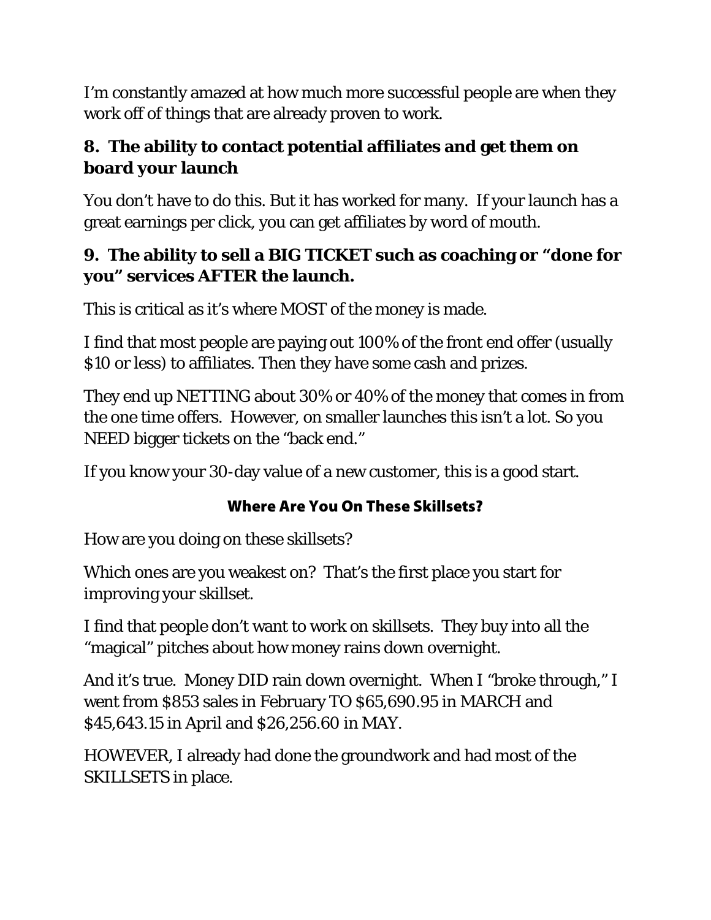I'm constantly amazed at how much more successful people are when they work off of things that are already proven to work.

### 8. The ability to contact potential affiliates and get them on board your launch

You don't have to do this. But it has worked for many. If your launch has a great earnings per click, you can get affiliates by word of mouth.

### 9. The ability to sell a BIG TICKET such as coaching or "done for you" services AFTER the launch.

This is critical as it's where MOST of the money is made.

I find that most people are paying out 100% of the front end offer (usually $10 or less) to affiliates. Then they have some cash and prizes.

They end up NETTING about 30% or 40% of the money that comes in from the one time offers. However, on smaller launches this isn't a lot. So you NEED bigger tickets on the "back end."

If you know your 30-day value of a new customer, this is a good start.

## Where Are You On These Skillsets?

How are you doing on these skillsets?

Which ones are you weakest on? That's the first place you start for improving your skillset.

I find that people don't want to work on skillsets. They buy into all the "magical" pitches about how money rains down overnight.

And it's true. Money DID rain down overnight. When I "broke through," I went from $853 sales in February TO $65,690.95 in MARCH and $45,643.15 in April and $26,256.60 in MAY.

HOWEVER, I already had done the groundwork and had most of the SKILLSETS in place.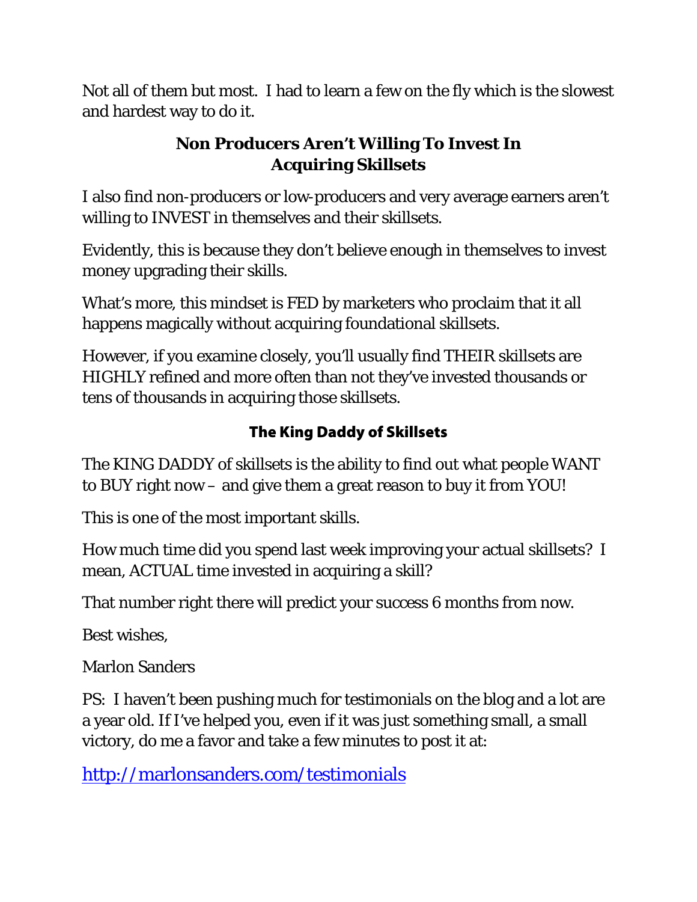Not all of them but most. I had to learn a few on the fly which is the slowest and hardest way to do it.

## Non Producers Aren't Willing To Invest In Acquiring Skillsets

I also find non-producers or low-producers and very average earners aren't willing to INVEST in themselves and their skillsets.

Evidently, this is because they don't believe enough in themselves to invest money upgrading their skills.

What's more, this mindset is FED by marketers who proclaim that it all happens magically without acquiring foundational skillsets.

However, if you examine closely, you'll usually find THEIR skillsets are HIGHLY refined and more often than not they've invested thousands or tens of thousands in acquiring those skillsets.

## The King Daddy of Skillsets

The KING DADDY of skillsets is the ability to find out what people WANT to BUY right now – and give them a great reason to buy it from YOU!

This is one of the most important skills.

How much time did you spend last week improving your actual skillsets? I mean, ACTUAL time invested in acquiring a skill?

That number right there will predict your success 6 months from now.

Best wishes,

Marlon Sanders

PS: I haven't been pushing much for testimonials on the blog and a lot are a year old. If I've helped you, even if it was just something small, a small victory, do me a favor and take a few minutes to post it at:

http://marlonsanders.com/testimonials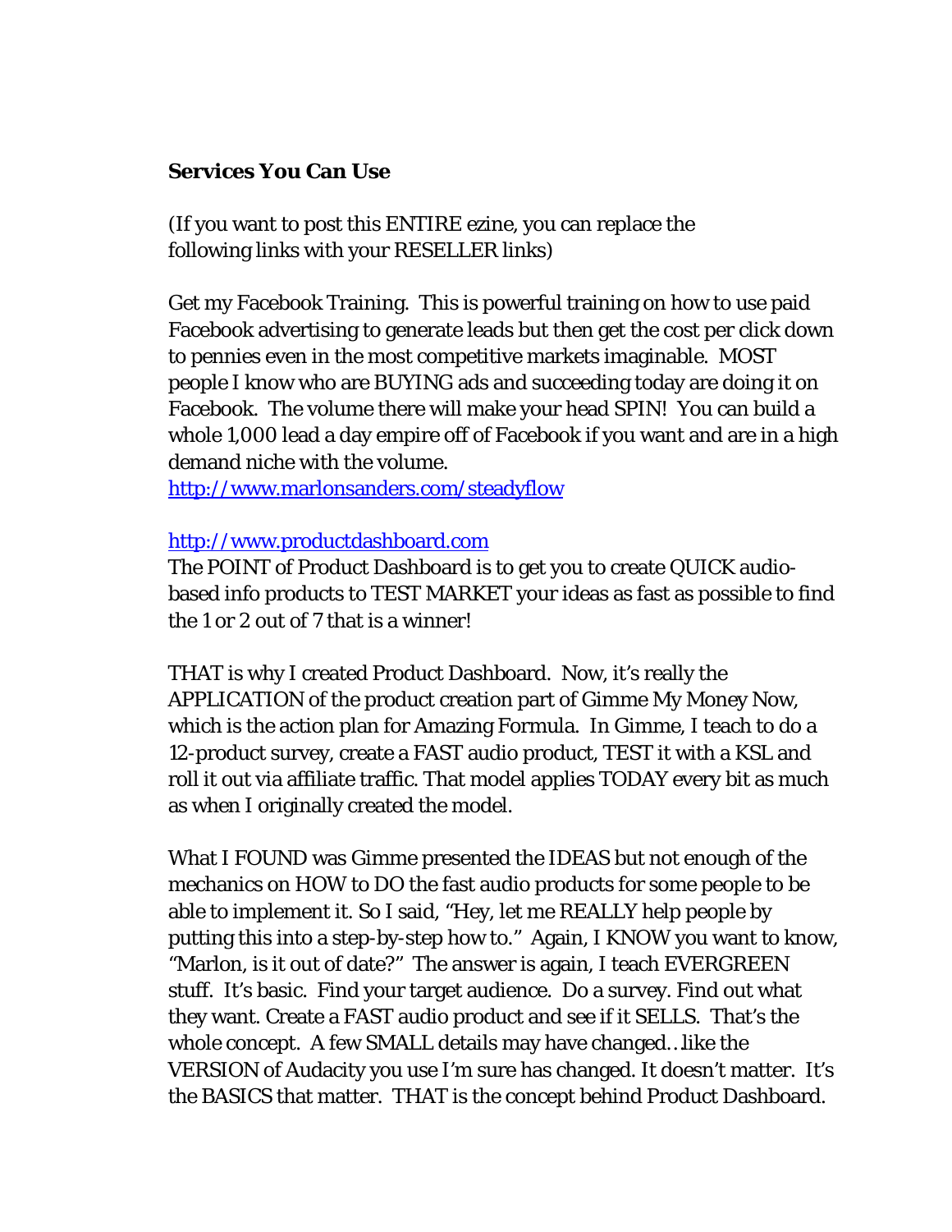**Services You Can Use**

(If you want to post this ENTIRE ezine, you can replace the following links with your RESELLER links)

Get my Facebook Training. This is powerful training on how to use paid Facebook advertising to generate leads but then get the cost per click down to pennies even in the most competitive markets imaginable. MOST people I know who are BUYING ads and succeeding today are doing it on Facebook. The volume there will make your head SPIN! You can build a whole 1,000 lead a day empire off of Facebook if you want and are in a high demand niche with the volume.
http://www.marlonsanders.com/steadyflow

http://www.productdashboard.com
The POINT of Product Dashboard is to get you to create QUICK audio-based info products to TEST MARKET your ideas as fast as possible to find the 1 or 2 out of 7 that is a winner!

THAT is why I created Product Dashboard. Now, it's really the APPLICATION of the product creation part of Gimme My Money Now, which is the action plan for Amazing Formula. In Gimme, I teach to do a 12-product survey, create a FAST audio product, TEST it with a KSL and roll it out via affiliate traffic. That model applies TODAY every bit as much as when I originally created the model.

What I FOUND was Gimme presented the IDEAS but not enough of the mechanics on HOW to DO the fast audio products for some people to be able to implement it. So I said, "Hey, let me REALLY help people by putting this into a step-by-step how to." Again, I KNOW you want to know, "Marlon, is it out of date?" The answer is again, I teach EVERGREEN stuff. It's basic. Find your target audience. Do a survey. Find out what they want. Create a FAST audio product and see if it SELLS. That's the whole concept. A few SMALL details may have changed…like the VERSION of Audacity you use I'm sure has changed. It doesn't matter. It's the BASICS that matter. THAT is the concept behind Product Dashboard.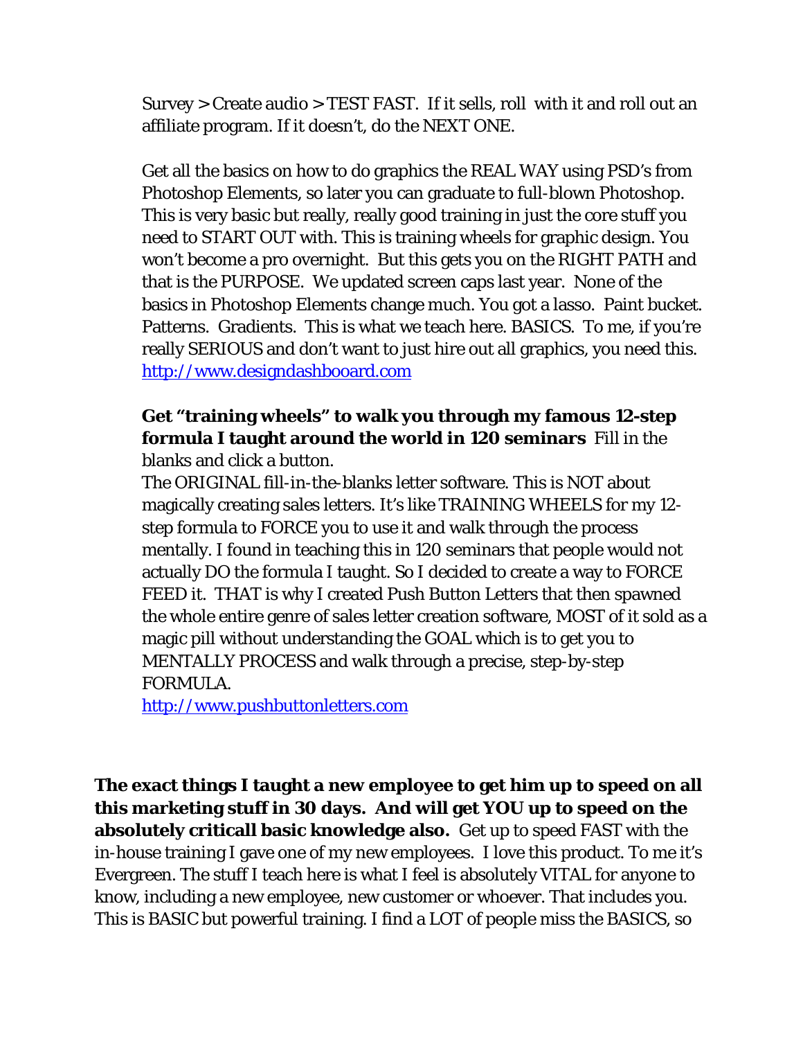Survey > Create audio > TEST FAST. If it sells, roll with it and roll out an affiliate program. If it doesn't, do the NEXT ONE.

Get all the basics on how to do graphics the REAL WAY using PSD's from Photoshop Elements, so later you can graduate to full-blown Photoshop. This is very basic but really, really good training in just the core stuff you need to START OUT with. This is training wheels for graphic design. You won't become a pro overnight. But this gets you on the RIGHT PATH and that is the PURPOSE. We updated screen caps last year. None of the basics in Photoshop Elements change much. You got a lasso. Paint bucket. Patterns. Gradients. This is what we teach here. BASICS. To me, if you're really SERIOUS and don't want to just hire out all graphics, you need this. http://www.designdashbooard.com

**Get "training wheels" to walk you through my famous 12-step formula I taught around the world in 120 seminars** Fill in the blanks and click a button.
The ORIGINAL fill-in-the-blanks letter software. This is NOT about magically creating sales letters. It's like TRAINING WHEELS for my 12-step formula to FORCE you to use it and walk through the process mentally. I found in teaching this in 120 seminars that people would not actually DO the formula I taught. So I decided to create a way to FORCE FEED it. THAT is why I created Push Button Letters that then spawned the whole entire genre of sales letter creation software, MOST of it sold as a magic pill without understanding the GOAL which is to get you to MENTALLY PROCESS and walk through a precise, step-by-step FORMULA.
http://www.pushbuttonletters.com

**The exact things I taught a new employee to get him up to speed on all this marketing stuff in 30 days. And will get YOU up to speed on the absolutely criticall basic knowledge also.** Get up to speed FAST with the in-house training I gave one of my new employees. I love this product. To me it's Evergreen. The stuff I teach here is what I feel is absolutely VITAL for anyone to know, including a new employee, new customer or whoever. That includes you. This is BASIC but powerful training. I find a LOT of people miss the BASICS, so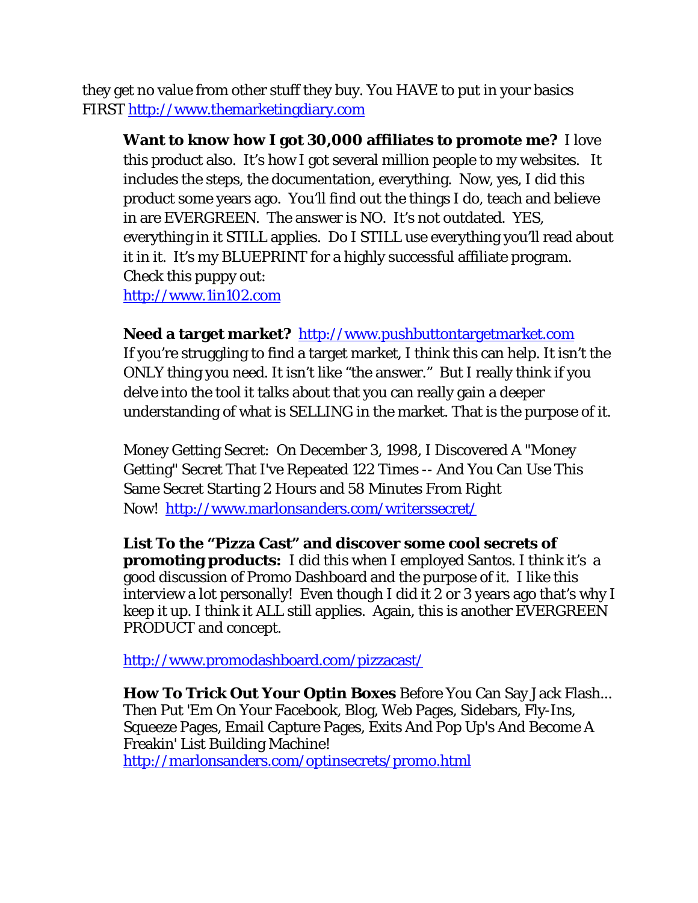they get no value from other stuff they buy. You HAVE to put in your basics FIRST http://www.themarketingdiary.com

**Want to know how I got 30,000 affiliates to promote me?** I love this product also. It's how I got several million people to my websites. It includes the steps, the documentation, everything. Now, yes, I did this product some years ago. You'll find out the things I do, teach and believe in are EVERGREEN. The answer is NO. It's not outdated. YES, everything in it STILL applies. Do I STILL use everything you'll read about it in it. It's my BLUEPRINT for a highly successful affiliate program. Check this puppy out:
http://www.1in102.com

**Need a target market?** http://www.pushbuttontargetmarket.com
If you're struggling to find a target market, I think this can help. It isn't the ONLY thing you need. It isn't like "the answer." But I really think if you delve into the tool it talks about that you can really gain a deeper understanding of what is SELLING in the market. That is the purpose of it.

Money Getting Secret: On December 3, 1998, I Discovered A "Money Getting" Secret That I've Repeated 122 Times -- And You Can Use This Same Secret Starting 2 Hours and 58 Minutes From Right Now! http://www.marlonsanders.com/writerssecret/

**List To the "Pizza Cast" and discover some cool secrets of promoting products:** I did this when I employed Santos. I think it's a good discussion of Promo Dashboard and the purpose of it. I like this interview a lot personally! Even though I did it 2 or 3 years ago that's why I keep it up. I think it ALL still applies. Again, this is another EVERGREEN PRODUCT and concept.

http://www.promodashboard.com/pizzacast/

**How To Trick Out Your Optin Boxes** Before You Can Say Jack Flash... Then Put 'Em On Your Facebook, Blog, Web Pages, Sidebars, Fly-Ins, Squeeze Pages, Email Capture Pages, Exits And Pop Up's And Become A Freakin' List Building Machine!
http://marlonsanders.com/optinsecrets/promo.html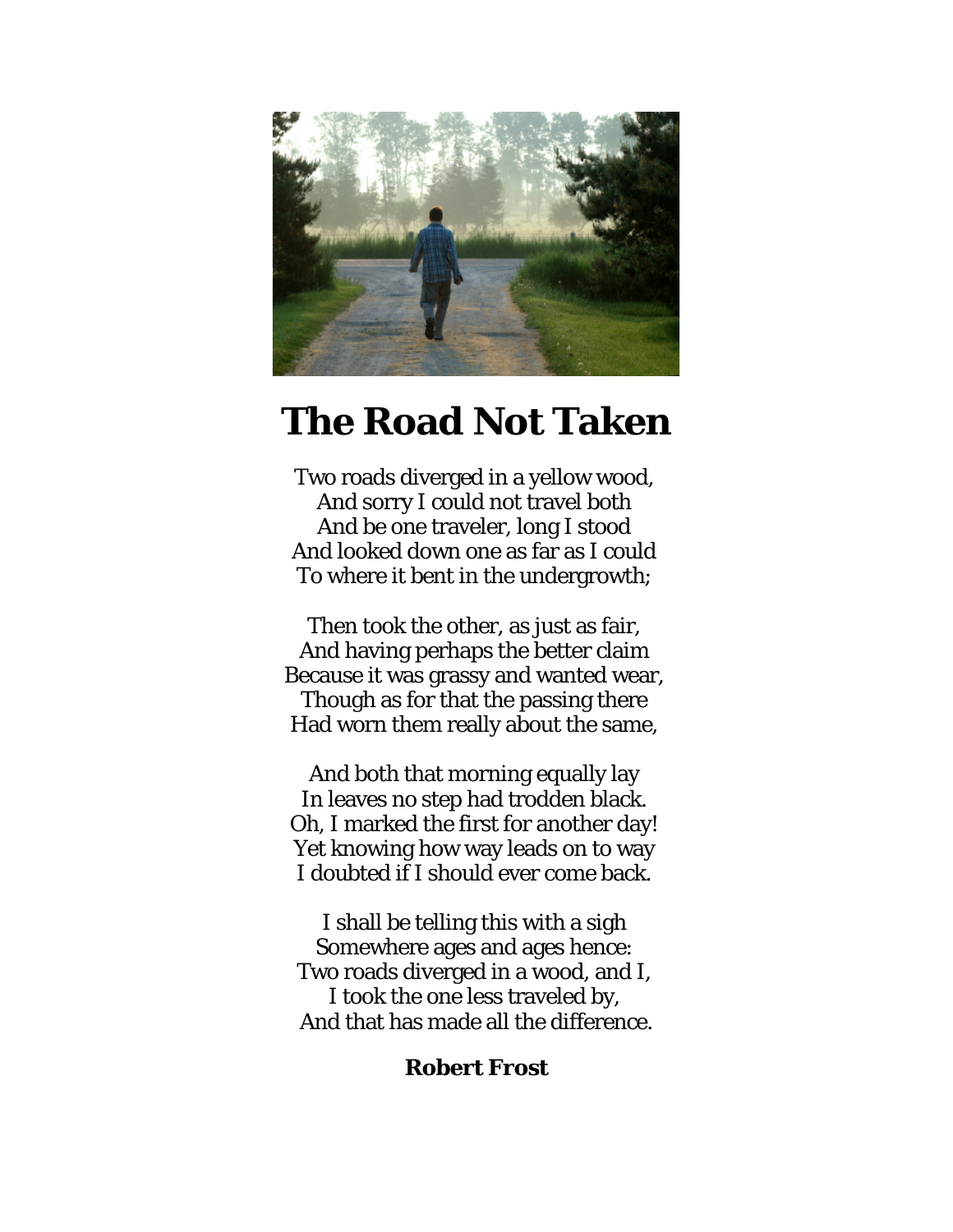# The Road Not Taken

Two roads diverged in a yellow wood,
And sorry I could not travel both
And be one traveler, long I stood
And looked down one as far as I could
To where it bent in the undergrowth;

Then took the other, as just as fair,
And having perhaps the better claim
Because it was grassy and wanted wear,
Though as for that the passing there
Had worn them really about the same,

And both that morning equally lay
In leaves no step had trodden black.
Oh, I marked the first for another day!
Yet knowing how way leads on to way
I doubted if I should ever come back.

I shall be telling this with a sigh
Somewhere ages and ages hence:
Two roads diverged in a wood, and I,
I took the one less traveled by,
And that has made all the difference.

**Robert Frost**